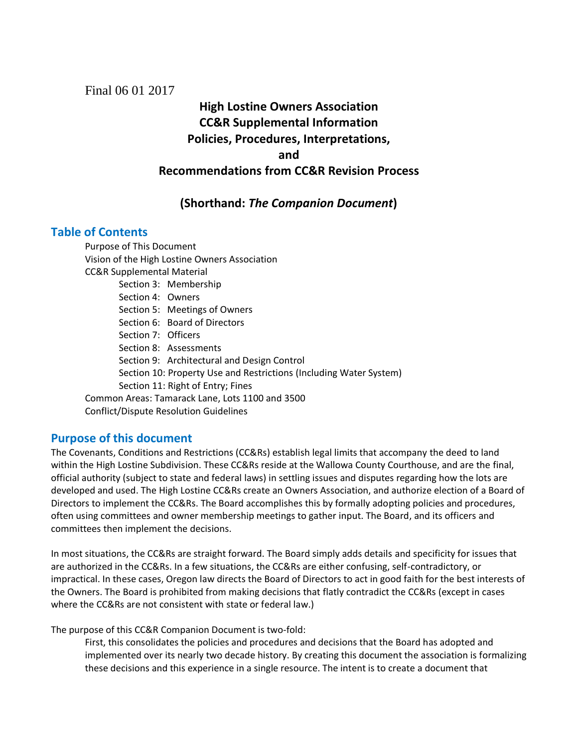Final 06 01 2017

# High Lostine Owners Association
# CC&R Supplemental Information
# Policies, Procedures, Interpretations,
# and
# Recommendations from CC&R Revision Process

## (Shorthand: *The Companion Document*)

## Table of Contents

- Purpose of This Document
- Vision of the High Lostine Owners Association
- CC&R Supplemental Material
  - Section 3: Membership
  - Section 4: Owners
  - Section 5: Meetings of Owners
  - Section 6: Board of Directors
  - Section 7: Officers
  - Section 8: Assessments
  - Section 9: Architectural and Design Control
  - Section 10: Property Use and Restrictions (Including Water System)
  - Section 11: Right of Entry; Fines
- Common Areas: Tamarack Lane, Lots 1100 and 3500
- Conflict/Dispute Resolution Guidelines

## Purpose of this document

The Covenants, Conditions and Restrictions (CC&Rs) establish legal limits that accompany the deed to land within the High Lostine Subdivision. These CC&Rs reside at the Wallowa County Courthouse, and are the final, official authority (subject to state and federal laws) in settling issues and disputes regarding how the lots are developed and used. The High Lostine CC&Rs create an Owners Association, and authorize election of a Board of Directors to implement the CC&Rs. The Board accomplishes this by formally adopting policies and procedures, often using committees and owner membership meetings to gather input. The Board, and its officers and committees then implement the decisions.

In most situations, the CC&Rs are straight forward. The Board simply adds details and specificity for issues that are authorized in the CC&Rs. In a few situations, the CC&Rs are either confusing, self-contradictory, or impractical. In these cases, Oregon law directs the Board of Directors to act in good faith for the best interests of the Owners. The Board is prohibited from making decisions that flatly contradict the CC&Rs (except in cases where the CC&Rs are not consistent with state or federal law.)

The purpose of this CC&R Companion Document is two-fold:

First, this consolidates the policies and procedures and decisions that the Board has adopted and implemented over its nearly two decade history. By creating this document the association is formalizing these decisions and this experience in a single resource. The intent is to create a document that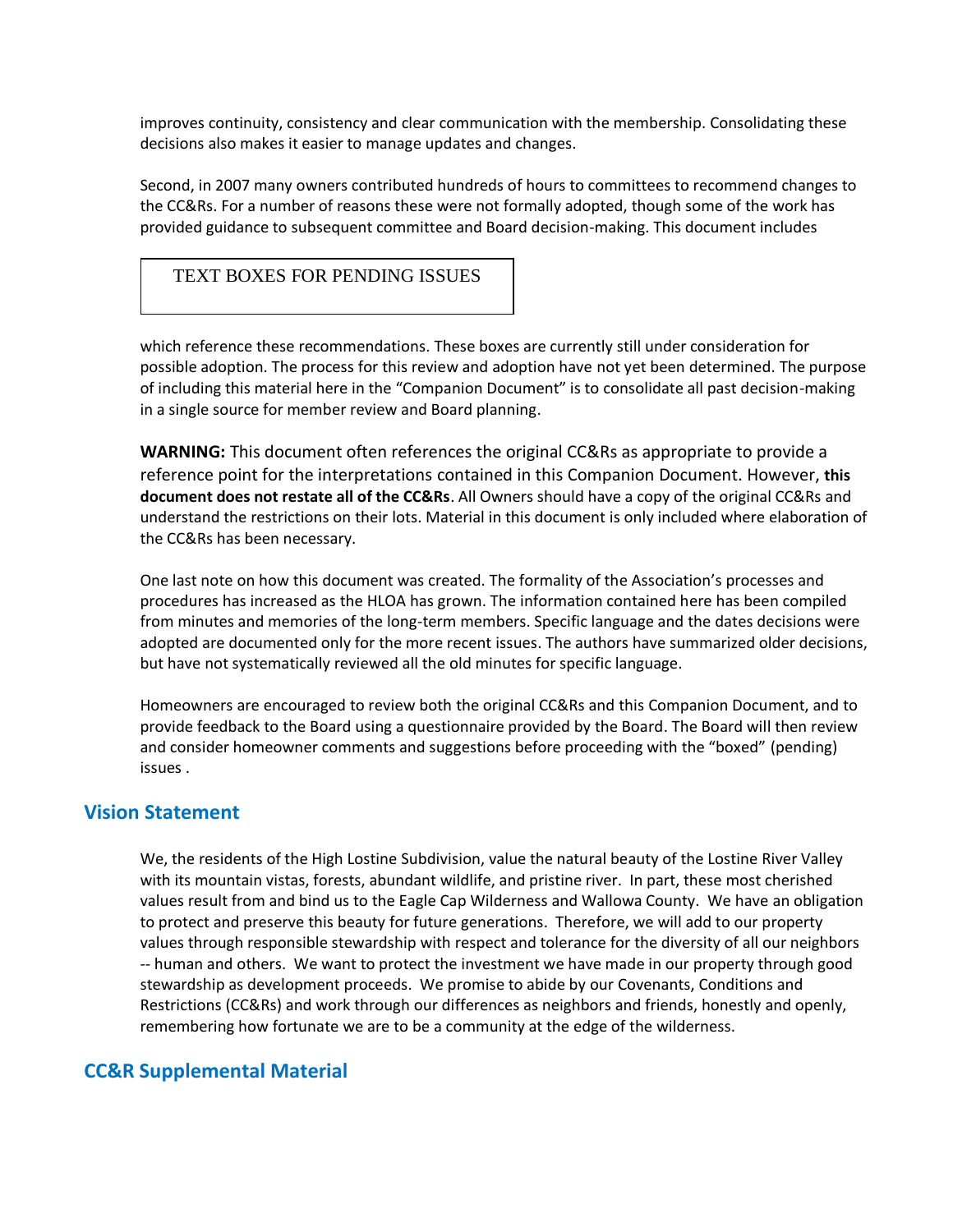improves continuity, consistency and clear communication with the membership. Consolidating these decisions also makes it easier to manage updates and changes.

Second, in 2007 many owners contributed hundreds of hours to committees to recommend changes to the CC&Rs. For a number of reasons these were not formally adopted, though some of the work has provided guidance to subsequent committee and Board decision-making. This document includes

| TEXT BOXES FOR PENDING ISSUES |
|---|

which reference these recommendations. These boxes are currently still under consideration for possible adoption. The process for this review and adoption have not yet been determined. The purpose of including this material here in the "Companion Document" is to consolidate all past decision-making in a single source for member review and Board planning.

**WARNING:** This document often references the original CC&Rs as appropriate to provide a reference point for the interpretations contained in this Companion Document. However, **this document does not restate all of the CC&Rs**. All Owners should have a copy of the original CC&Rs and understand the restrictions on their lots. Material in this document is only included where elaboration of the CC&Rs has been necessary.

One last note on how this document was created. The formality of the Association's processes and procedures has increased as the HLOA has grown. The information contained here has been compiled from minutes and memories of the long-term members. Specific language and the dates decisions were adopted are documented only for the more recent issues. The authors have summarized older decisions, but have not systematically reviewed all the old minutes for specific language.

Homeowners are encouraged to review both the original CC&Rs and this Companion Document, and to provide feedback to the Board using a questionnaire provided by the Board. The Board will then review and consider homeowner comments and suggestions before proceeding with the "boxed" (pending) issues .

## Vision Statement

We, the residents of the High Lostine Subdivision, value the natural beauty of the Lostine River Valley with its mountain vistas, forests, abundant wildlife, and pristine river. In part, these most cherished values result from and bind us to the Eagle Cap Wilderness and Wallowa County. We have an obligation to protect and preserve this beauty for future generations. Therefore, we will add to our property values through responsible stewardship with respect and tolerance for the diversity of all our neighbors -- human and others. We want to protect the investment we have made in our property through good stewardship as development proceeds. We promise to abide by our Covenants, Conditions and Restrictions (CC&Rs) and work through our differences as neighbors and friends, honestly and openly, remembering how fortunate we are to be a community at the edge of the wilderness.

## CC&R Supplemental Material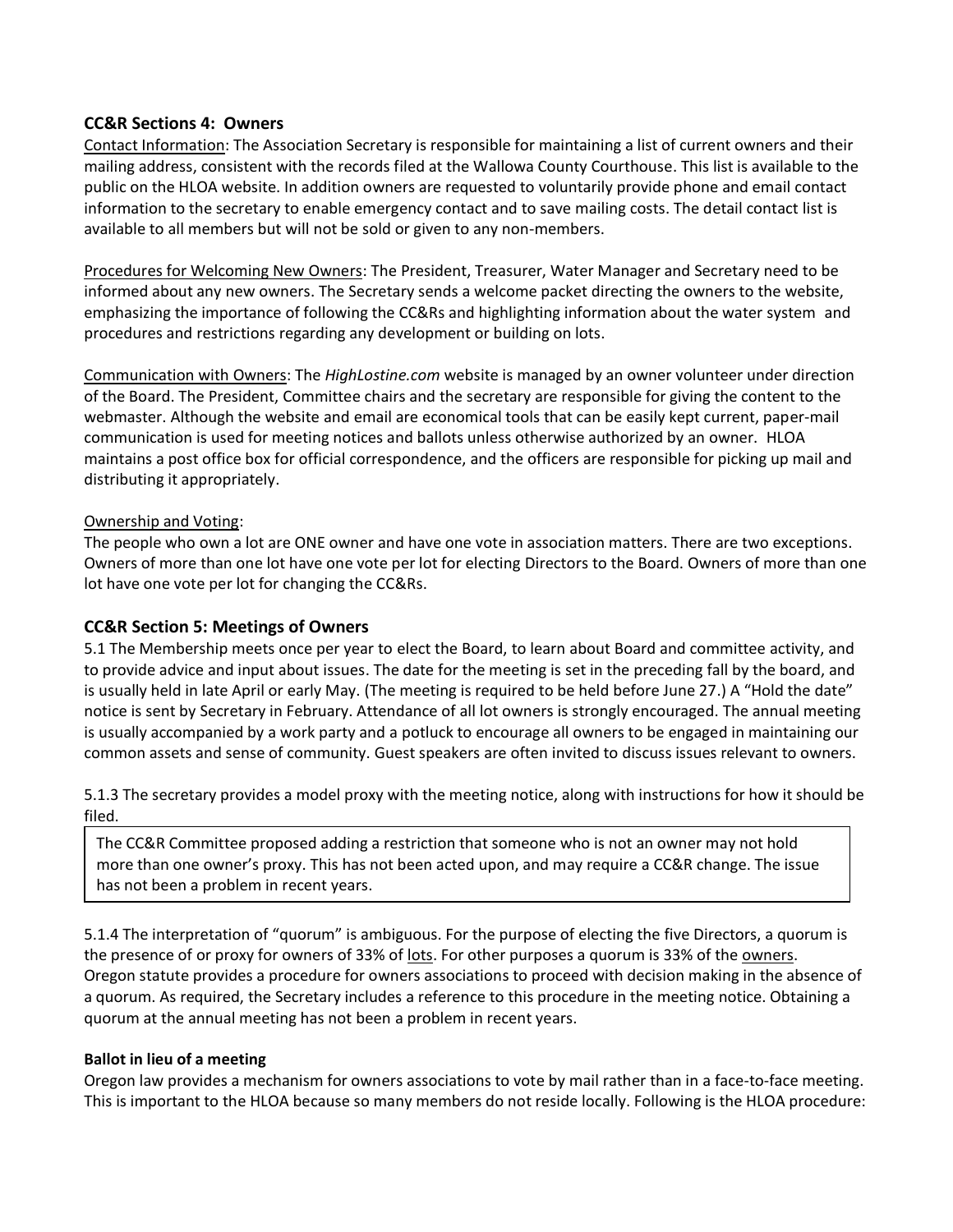### CC&R Sections 4: Owners

Contact Information: The Association Secretary is responsible for maintaining a list of current owners and their mailing address, consistent with the records filed at the Wallowa County Courthouse. This list is available to the public on the HLOA website. In addition owners are requested to voluntarily provide phone and email contact information to the secretary to enable emergency contact and to save mailing costs. The detail contact list is available to all members but will not be sold or given to any non-members.

Procedures for Welcoming New Owners: The President, Treasurer, Water Manager and Secretary need to be informed about any new owners. The Secretary sends a welcome packet directing the owners to the website, emphasizing the importance of following the CC&Rs and highlighting information about the water system and procedures and restrictions regarding any development or building on lots.

Communication with Owners: The *HighLostine.com* website is managed by an owner volunteer under direction of the Board. The President, Committee chairs and the secretary are responsible for giving the content to the webmaster. Although the website and email are economical tools that can be easily kept current, paper-mail communication is used for meeting notices and ballots unless otherwise authorized by an owner. HLOA maintains a post office box for official correspondence, and the officers are responsible for picking up mail and distributing it appropriately.

Ownership and Voting:

The people who own a lot are ONE owner and have one vote in association matters. There are two exceptions. Owners of more than one lot have one vote per lot for electing Directors to the Board. Owners of more than one lot have one vote per lot for changing the CC&Rs.

### CC&R Section 5: Meetings of Owners

5.1 The Membership meets once per year to elect the Board, to learn about Board and committee activity, and to provide advice and input about issues. The date for the meeting is set in the preceding fall by the board, and is usually held in late April or early May. (The meeting is required to be held before June 27.) A "Hold the date" notice is sent by Secretary in February. Attendance of all lot owners is strongly encouraged. The annual meeting is usually accompanied by a work party and a potluck to encourage all owners to be engaged in maintaining our common assets and sense of community. Guest speakers are often invited to discuss issues relevant to owners.

5.1.3 The secretary provides a model proxy with the meeting notice, along with instructions for how it should be filed.

> The CC&R Committee proposed adding a restriction that someone who is not an owner may not hold more than one owner's proxy. This has not been acted upon, and may require a CC&R change. The issue has not been a problem in recent years.

5.1.4 The interpretation of "quorum" is ambiguous. For the purpose of electing the five Directors, a quorum is the presence of or proxy for owners of 33% of lots. For other purposes a quorum is 33% of the owners. Oregon statute provides a procedure for owners associations to proceed with decision making in the absence of a quorum. As required, the Secretary includes a reference to this procedure in the meeting notice. Obtaining a quorum at the annual meeting has not been a problem in recent years.

**Ballot in lieu of a meeting**

Oregon law provides a mechanism for owners associations to vote by mail rather than in a face-to-face meeting. This is important to the HLOA because so many members do not reside locally. Following is the HLOA procedure: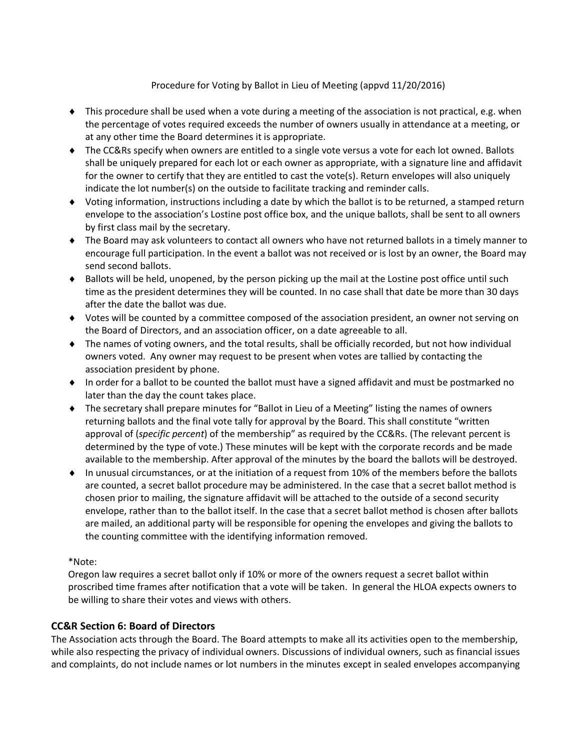Procedure for Voting by Ballot in Lieu of Meeting (appvd 11/20/2016)

- This procedure shall be used when a vote during a meeting of the association is not practical, e.g. when the percentage of votes required exceeds the number of owners usually in attendance at a meeting, or at any other time the Board determines it is appropriate.
- The CC&Rs specify when owners are entitled to a single vote versus a vote for each lot owned. Ballots shall be uniquely prepared for each lot or each owner as appropriate, with a signature line and affidavit for the owner to certify that they are entitled to cast the vote(s). Return envelopes will also uniquely indicate the lot number(s) on the outside to facilitate tracking and reminder calls.
- Voting information, instructions including a date by which the ballot is to be returned, a stamped return envelope to the association's Lostine post office box, and the unique ballots, shall be sent to all owners by first class mail by the secretary.
- The Board may ask volunteers to contact all owners who have not returned ballots in a timely manner to encourage full participation. In the event a ballot was not received or is lost by an owner, the Board may send second ballots.
- Ballots will be held, unopened, by the person picking up the mail at the Lostine post office until such time as the president determines they will be counted. In no case shall that date be more than 30 days after the date the ballot was due.
- Votes will be counted by a committee composed of the association president, an owner not serving on the Board of Directors, and an association officer, on a date agreeable to all.
- The names of voting owners, and the total results, shall be officially recorded, but not how individual owners voted. Any owner may request to be present when votes are tallied by contacting the association president by phone.
- In order for a ballot to be counted the ballot must have a signed affidavit and must be postmarked no later than the day the count takes place.
- The secretary shall prepare minutes for "Ballot in Lieu of a Meeting" listing the names of owners returning ballots and the final vote tally for approval by the Board. This shall constitute "written approval of (*specific percent*) of the membership" as required by the CC&Rs. (The relevant percent is determined by the type of vote.) These minutes will be kept with the corporate records and be made available to the membership. After approval of the minutes by the board the ballots will be destroyed.
- In unusual circumstances, or at the initiation of a request from 10% of the members before the ballots are counted, a secret ballot procedure may be administered. In the case that a secret ballot method is chosen prior to mailing, the signature affidavit will be attached to the outside of a second security envelope, rather than to the ballot itself. In the case that a secret ballot method is chosen after ballots are mailed, an additional party will be responsible for opening the envelopes and giving the ballots to the counting committee with the identifying information removed.

*Note:
Oregon law requires a secret ballot only if 10% or more of the owners request a secret ballot within proscribed time frames after notification that a vote will be taken. In general the HLOA expects owners to be willing to share their votes and views with others.

## CC&R Section 6: Board of Directors

The Association acts through the Board. The Board attempts to make all its activities open to the membership, while also respecting the privacy of individual owners. Discussions of individual owners, such as financial issues and complaints, do not include names or lot numbers in the minutes except in sealed envelopes accompanying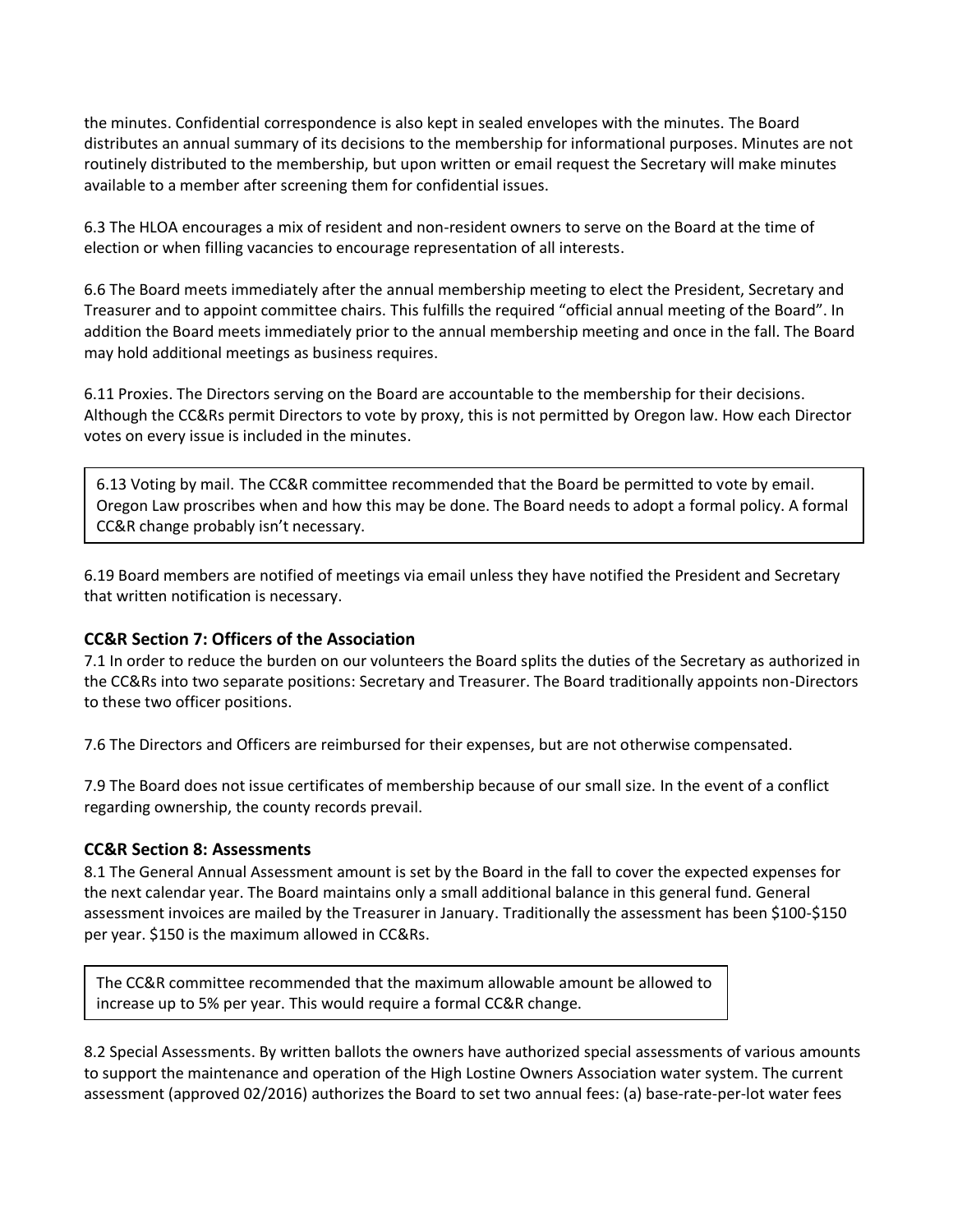the minutes. Confidential correspondence is also kept in sealed envelopes with the minutes. The Board distributes an annual summary of its decisions to the membership for informational purposes. Minutes are not routinely distributed to the membership, but upon written or email request the Secretary will make minutes available to a member after screening them for confidential issues.

6.3 The HLOA encourages a mix of resident and non-resident owners to serve on the Board at the time of election or when filling vacancies to encourage representation of all interests.

6.6 The Board meets immediately after the annual membership meeting to elect the President, Secretary and Treasurer and to appoint committee chairs. This fulfills the required "official annual meeting of the Board". In addition the Board meets immediately prior to the annual membership meeting and once in the fall. The Board may hold additional meetings as business requires.

6.11 Proxies. The Directors serving on the Board are accountable to the membership for their decisions. Although the CC&Rs permit Directors to vote by proxy, this is not permitted by Oregon law. How each Director votes on every issue is included in the minutes.

> 6.13 Voting by mail. The CC&R committee recommended that the Board be permitted to vote by email. Oregon Law proscribes when and how this may be done. The Board needs to adopt a formal policy. A formal CC&R change probably isn't necessary.

6.19 Board members are notified of meetings via email unless they have notified the President and Secretary that written notification is necessary.

### CC&R Section 7: Officers of the Association

7.1 In order to reduce the burden on our volunteers the Board splits the duties of the Secretary as authorized in the CC&Rs into two separate positions: Secretary and Treasurer. The Board traditionally appoints non-Directors to these two officer positions.

7.6 The Directors and Officers are reimbursed for their expenses, but are not otherwise compensated.

7.9 The Board does not issue certificates of membership because of our small size. In the event of a conflict regarding ownership, the county records prevail.

### CC&R Section 8: Assessments

8.1 The General Annual Assessment amount is set by the Board in the fall to cover the expected expenses for the next calendar year. The Board maintains only a small additional balance in this general fund. General assessment invoices are mailed by the Treasurer in January. Traditionally the assessment has been $100-$150 per year. $150 is the maximum allowed in CC&Rs.

> The CC&R committee recommended that the maximum allowable amount be allowed to increase up to 5% per year. This would require a formal CC&R change.

8.2 Special Assessments. By written ballots the owners have authorized special assessments of various amounts to support the maintenance and operation of the High Lostine Owners Association water system. The current assessment (approved 02/2016) authorizes the Board to set two annual fees: (a) base-rate-per-lot water fees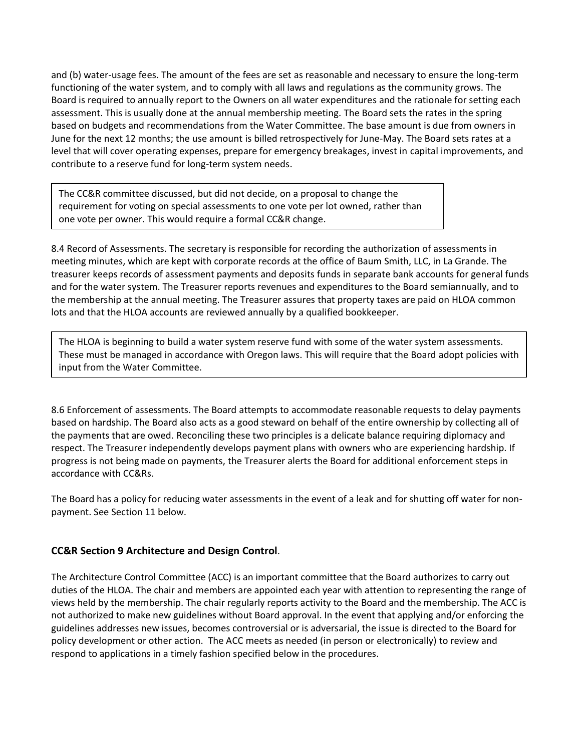and (b) water-usage fees. The amount of the fees are set as reasonable and necessary to ensure the long-term functioning of the water system, and to comply with all laws and regulations as the community grows. The Board is required to annually report to the Owners on all water expenditures and the rationale for setting each assessment. This is usually done at the annual membership meeting. The Board sets the rates in the spring based on budgets and recommendations from the Water Committee. The base amount is due from owners in June for the next 12 months; the use amount is billed retrospectively for June-May. The Board sets rates at a level that will cover operating expenses, prepare for emergency breakages, invest in capital improvements, and contribute to a reserve fund for long-term system needs.

> The CC&R committee discussed, but did not decide, on a proposal to change the requirement for voting on special assessments to one vote per lot owned, rather than one vote per owner. This would require a formal CC&R change.

8.4 Record of Assessments. The secretary is responsible for recording the authorization of assessments in meeting minutes, which are kept with corporate records at the office of Baum Smith, LLC, in La Grande. The treasurer keeps records of assessment payments and deposits funds in separate bank accounts for general funds and for the water system. The Treasurer reports revenues and expenditures to the Board semiannually, and to the membership at the annual meeting. The Treasurer assures that property taxes are paid on HLOA common lots and that the HLOA accounts are reviewed annually by a qualified bookkeeper.

> The HLOA is beginning to build a water system reserve fund with some of the water system assessments. These must be managed in accordance with Oregon laws. This will require that the Board adopt policies with input from the Water Committee.

8.6 Enforcement of assessments. The Board attempts to accommodate reasonable requests to delay payments based on hardship. The Board also acts as a good steward on behalf of the entire ownership by collecting all of the payments that are owed. Reconciling these two principles is a delicate balance requiring diplomacy and respect. The Treasurer independently develops payment plans with owners who are experiencing hardship. If progress is not being made on payments, the Treasurer alerts the Board for additional enforcement steps in accordance with CC&Rs.

The Board has a policy for reducing water assessments in the event of a leak and for shutting off water for non-payment. See Section 11 below.

### CC&R Section 9 Architecture and Design Control.

The Architecture Control Committee (ACC) is an important committee that the Board authorizes to carry out duties of the HLOA. The chair and members are appointed each year with attention to representing the range of views held by the membership. The chair regularly reports activity to the Board and the membership. The ACC is not authorized to make new guidelines without Board approval. In the event that applying and/or enforcing the guidelines addresses new issues, becomes controversial or is adversarial, the issue is directed to the Board for policy development or other action. The ACC meets as needed (in person or electronically) to review and respond to applications in a timely fashion specified below in the procedures.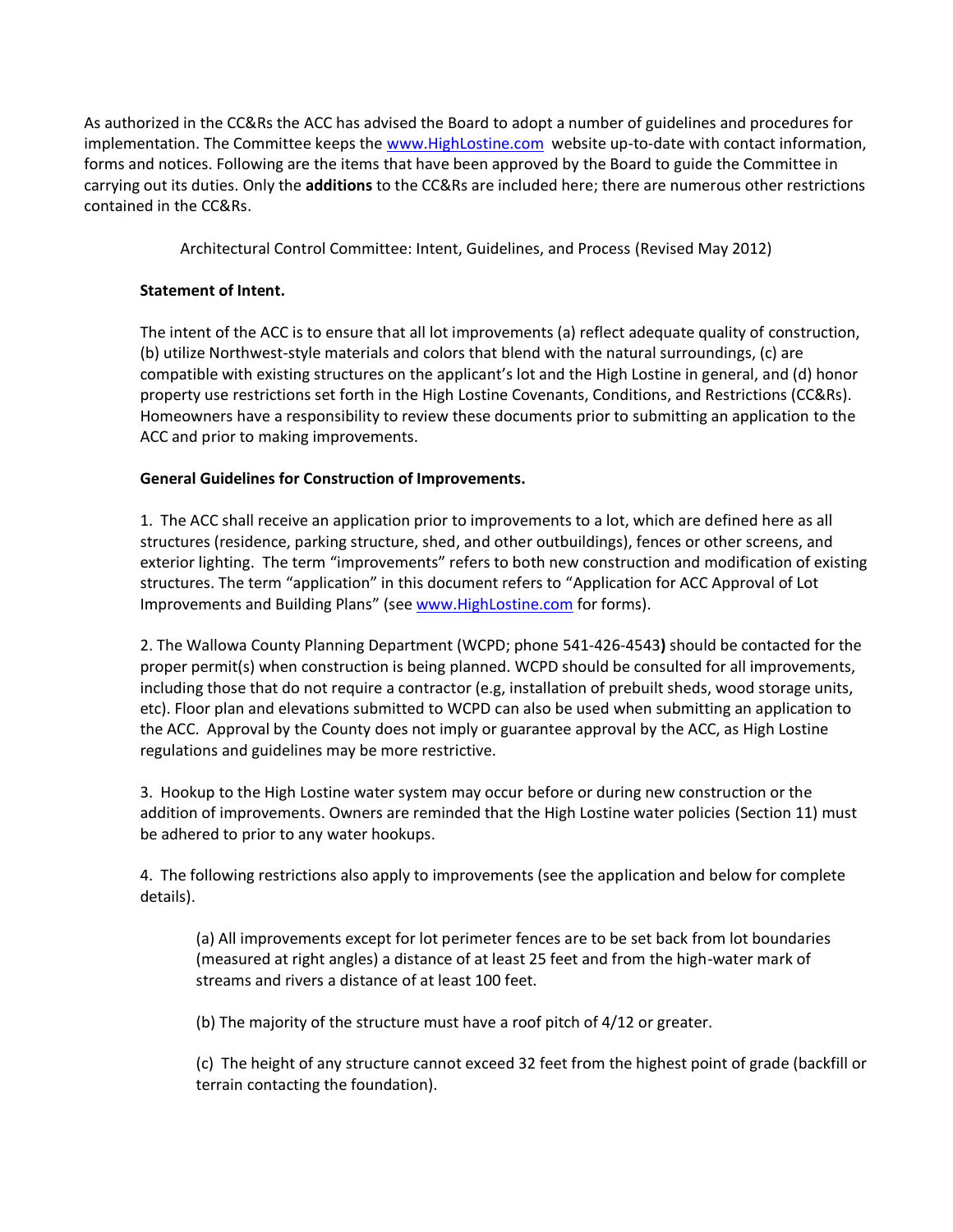As authorized in the CC&Rs the ACC has advised the Board to adopt a number of guidelines and procedures for implementation. The Committee keeps the [www.HighLostine.com](http://www.HighLostine.com) website up-to-date with contact information, forms and notices. Following are the items that have been approved by the Board to guide the Committee in carrying out its duties. Only the **additions** to the CC&Rs are included here; there are numerous other restrictions contained in the CC&Rs.

Architectural Control Committee: Intent, Guidelines, and Process (Revised May 2012)

**Statement of Intent.**

The intent of the ACC is to ensure that all lot improvements (a) reflect adequate quality of construction, (b) utilize Northwest-style materials and colors that blend with the natural surroundings, (c) are compatible with existing structures on the applicant's lot and the High Lostine in general, and (d) honor property use restrictions set forth in the High Lostine Covenants, Conditions, and Restrictions (CC&Rs). Homeowners have a responsibility to review these documents prior to submitting an application to the ACC and prior to making improvements.

**General Guidelines for Construction of Improvements.**

1. The ACC shall receive an application prior to improvements to a lot, which are defined here as all structures (residence, parking structure, shed, and other outbuildings), fences or other screens, and exterior lighting. The term "improvements" refers to both new construction and modification of existing structures. The term "application" in this document refers to "Application for ACC Approval of Lot Improvements and Building Plans" (see [www.HighLostine.com](http://www.HighLostine.com) for forms).

2. The Wallowa County Planning Department (WCPD; phone 541-426-4543**)** should be contacted for the proper permit(s) when construction is being planned. WCPD should be consulted for all improvements, including those that do not require a contractor (e.g, installation of prebuilt sheds, wood storage units, etc). Floor plan and elevations submitted to WCPD can also be used when submitting an application to the ACC. Approval by the County does not imply or guarantee approval by the ACC, as High Lostine regulations and guidelines may be more restrictive.

3. Hookup to the High Lostine water system may occur before or during new construction or the addition of improvements. Owners are reminded that the High Lostine water policies (Section 11) must be adhered to prior to any water hookups.

4. The following restrictions also apply to improvements (see the application and below for complete details).

   (a) All improvements except for lot perimeter fences are to be set back from lot boundaries (measured at right angles) a distance of at least 25 feet and from the high-water mark of streams and rivers a distance of at least 100 feet.

   (b) The majority of the structure must have a roof pitch of 4/12 or greater.

   (c) The height of any structure cannot exceed 32 feet from the highest point of grade (backfill or terrain contacting the foundation).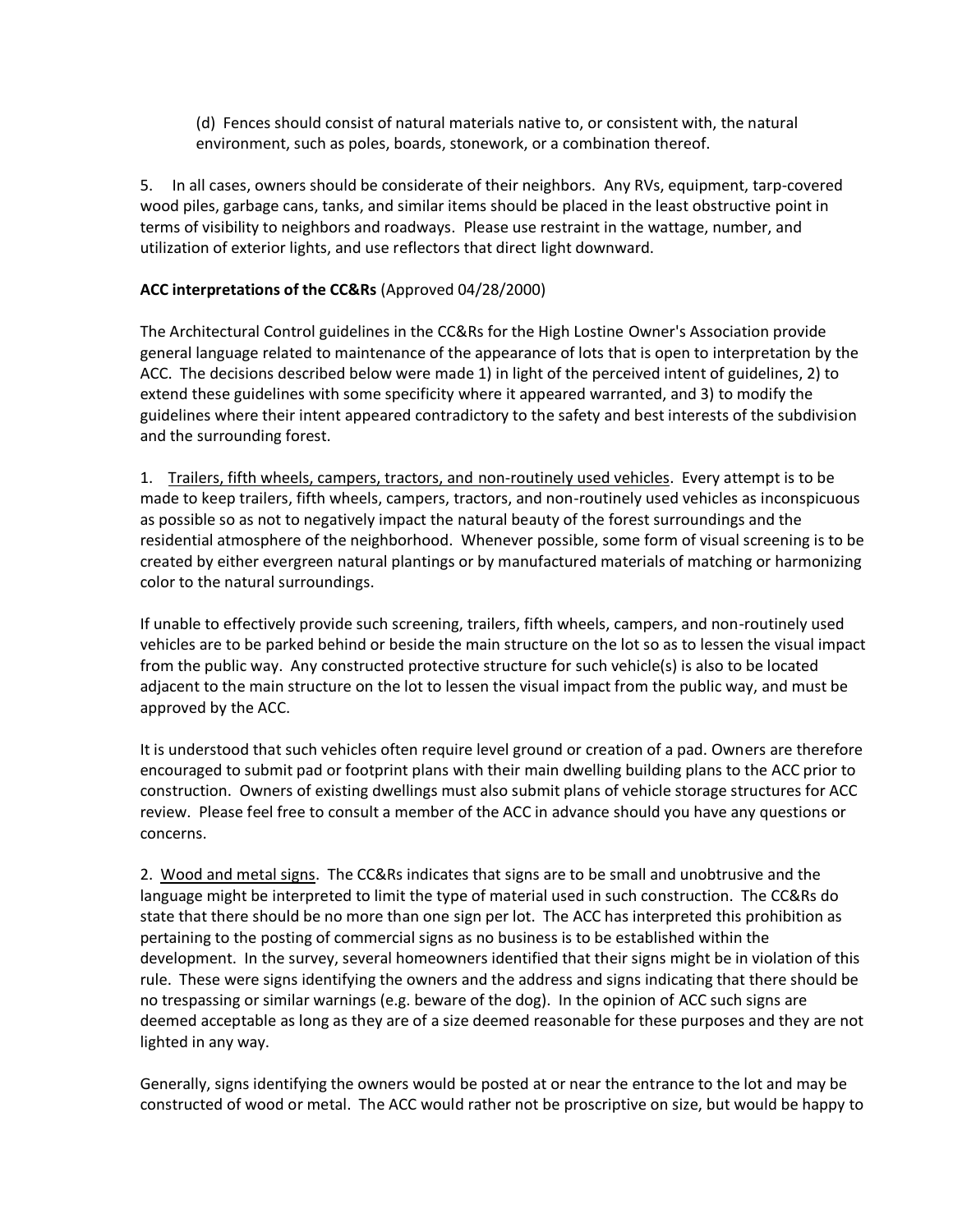(d) Fences should consist of natural materials native to, or consistent with, the natural environment, such as poles, boards, stonework, or a combination thereof.

5. In all cases, owners should be considerate of their neighbors. Any RVs, equipment, tarp-covered wood piles, garbage cans, tanks, and similar items should be placed in the least obstructive point in terms of visibility to neighbors and roadways. Please use restraint in the wattage, number, and utilization of exterior lights, and use reflectors that direct light downward.

**ACC interpretations of the CC&Rs** (Approved 04/28/2000)

The Architectural Control guidelines in the CC&Rs for the High Lostine Owner's Association provide general language related to maintenance of the appearance of lots that is open to interpretation by the ACC. The decisions described below were made 1) in light of the perceived intent of guidelines, 2) to extend these guidelines with some specificity where it appeared warranted, and 3) to modify the guidelines where their intent appeared contradictory to the safety and best interests of the subdivision and the surrounding forest.

1. Trailers, fifth wheels, campers, tractors, and non-routinely used vehicles. Every attempt is to be made to keep trailers, fifth wheels, campers, tractors, and non-routinely used vehicles as inconspicuous as possible so as not to negatively impact the natural beauty of the forest surroundings and the residential atmosphere of the neighborhood. Whenever possible, some form of visual screening is to be created by either evergreen natural plantings or by manufactured materials of matching or harmonizing color to the natural surroundings.

If unable to effectively provide such screening, trailers, fifth wheels, campers, and non-routinely used vehicles are to be parked behind or beside the main structure on the lot so as to lessen the visual impact from the public way. Any constructed protective structure for such vehicle(s) is also to be located adjacent to the main structure on the lot to lessen the visual impact from the public way, and must be approved by the ACC.

It is understood that such vehicles often require level ground or creation of a pad. Owners are therefore encouraged to submit pad or footprint plans with their main dwelling building plans to the ACC prior to construction. Owners of existing dwellings must also submit plans of vehicle storage structures for ACC review. Please feel free to consult a member of the ACC in advance should you have any questions or concerns.

2. Wood and metal signs. The CC&Rs indicates that signs are to be small and unobtrusive and the language might be interpreted to limit the type of material used in such construction. The CC&Rs do state that there should be no more than one sign per lot. The ACC has interpreted this prohibition as pertaining to the posting of commercial signs as no business is to be established within the development. In the survey, several homeowners identified that their signs might be in violation of this rule. These were signs identifying the owners and the address and signs indicating that there should be no trespassing or similar warnings (e.g. beware of the dog). In the opinion of ACC such signs are deemed acceptable as long as they are of a size deemed reasonable for these purposes and they are not lighted in any way.

Generally, signs identifying the owners would be posted at or near the entrance to the lot and may be constructed of wood or metal. The ACC would rather not be proscriptive on size, but would be happy to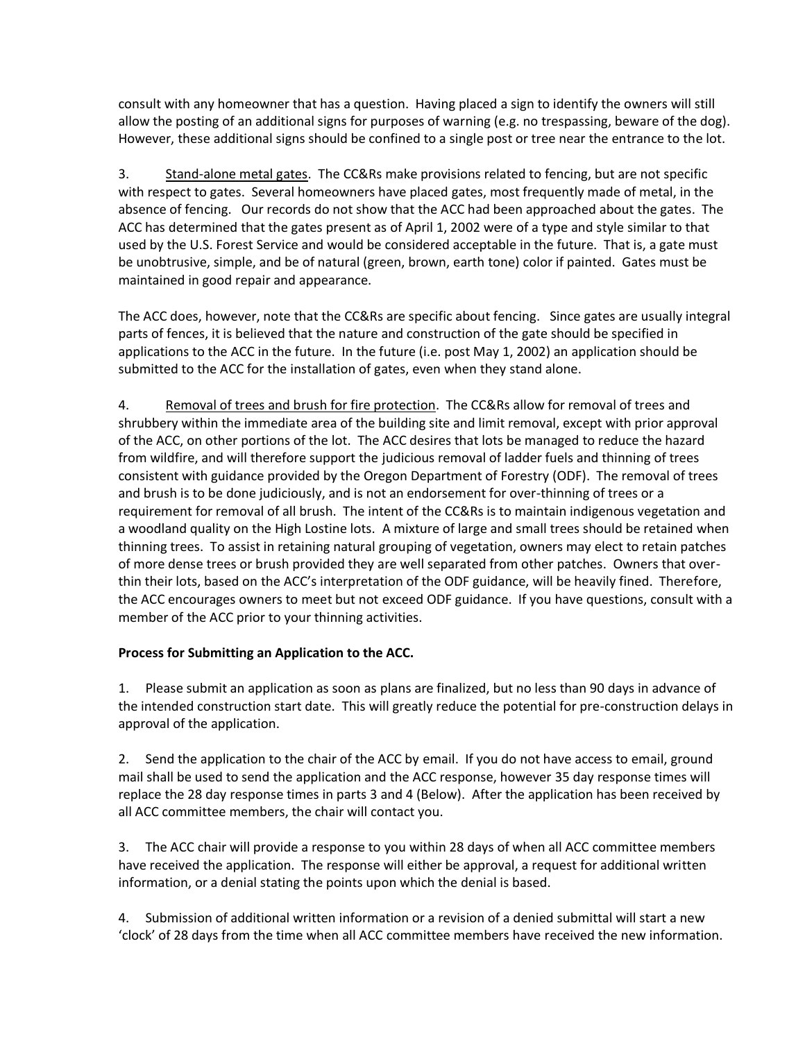consult with any homeowner that has a question. Having placed a sign to identify the owners will still allow the posting of an additional signs for purposes of warning (e.g. no trespassing, beware of the dog). However, these additional signs should be confined to a single post or tree near the entrance to the lot.

3. Stand-alone metal gates. The CC&Rs make provisions related to fencing, but are not specific with respect to gates. Several homeowners have placed gates, most frequently made of metal, in the absence of fencing. Our records do not show that the ACC had been approached about the gates. The ACC has determined that the gates present as of April 1, 2002 were of a type and style similar to that used by the U.S. Forest Service and would be considered acceptable in the future. That is, a gate must be unobtrusive, simple, and be of natural (green, brown, earth tone) color if painted. Gates must be maintained in good repair and appearance.

The ACC does, however, note that the CC&Rs are specific about fencing. Since gates are usually integral parts of fences, it is believed that the nature and construction of the gate should be specified in applications to the ACC in the future. In the future (i.e. post May 1, 2002) an application should be submitted to the ACC for the installation of gates, even when they stand alone.

4. Removal of trees and brush for fire protection. The CC&Rs allow for removal of trees and shrubbery within the immediate area of the building site and limit removal, except with prior approval of the ACC, on other portions of the lot. The ACC desires that lots be managed to reduce the hazard from wildfire, and will therefore support the judicious removal of ladder fuels and thinning of trees consistent with guidance provided by the Oregon Department of Forestry (ODF). The removal of trees and brush is to be done judiciously, and is not an endorsement for over-thinning of trees or a requirement for removal of all brush. The intent of the CC&Rs is to maintain indigenous vegetation and a woodland quality on the High Lostine lots. A mixture of large and small trees should be retained when thinning trees. To assist in retaining natural grouping of vegetation, owners may elect to retain patches of more dense trees or brush provided they are well separated from other patches. Owners that over-thin their lots, based on the ACC's interpretation of the ODF guidance, will be heavily fined. Therefore, the ACC encourages owners to meet but not exceed ODF guidance. If you have questions, consult with a member of the ACC prior to your thinning activities.

**Process for Submitting an Application to the ACC.**

1. Please submit an application as soon as plans are finalized, but no less than 90 days in advance of the intended construction start date. This will greatly reduce the potential for pre-construction delays in approval of the application.

2. Send the application to the chair of the ACC by email. If you do not have access to email, ground mail shall be used to send the application and the ACC response, however 35 day response times will replace the 28 day response times in parts 3 and 4 (Below). After the application has been received by all ACC committee members, the chair will contact you.

3. The ACC chair will provide a response to you within 28 days of when all ACC committee members have received the application. The response will either be approval, a request for additional written information, or a denial stating the points upon which the denial is based.

4. Submission of additional written information or a revision of a denied submittal will start a new 'clock' of 28 days from the time when all ACC committee members have received the new information.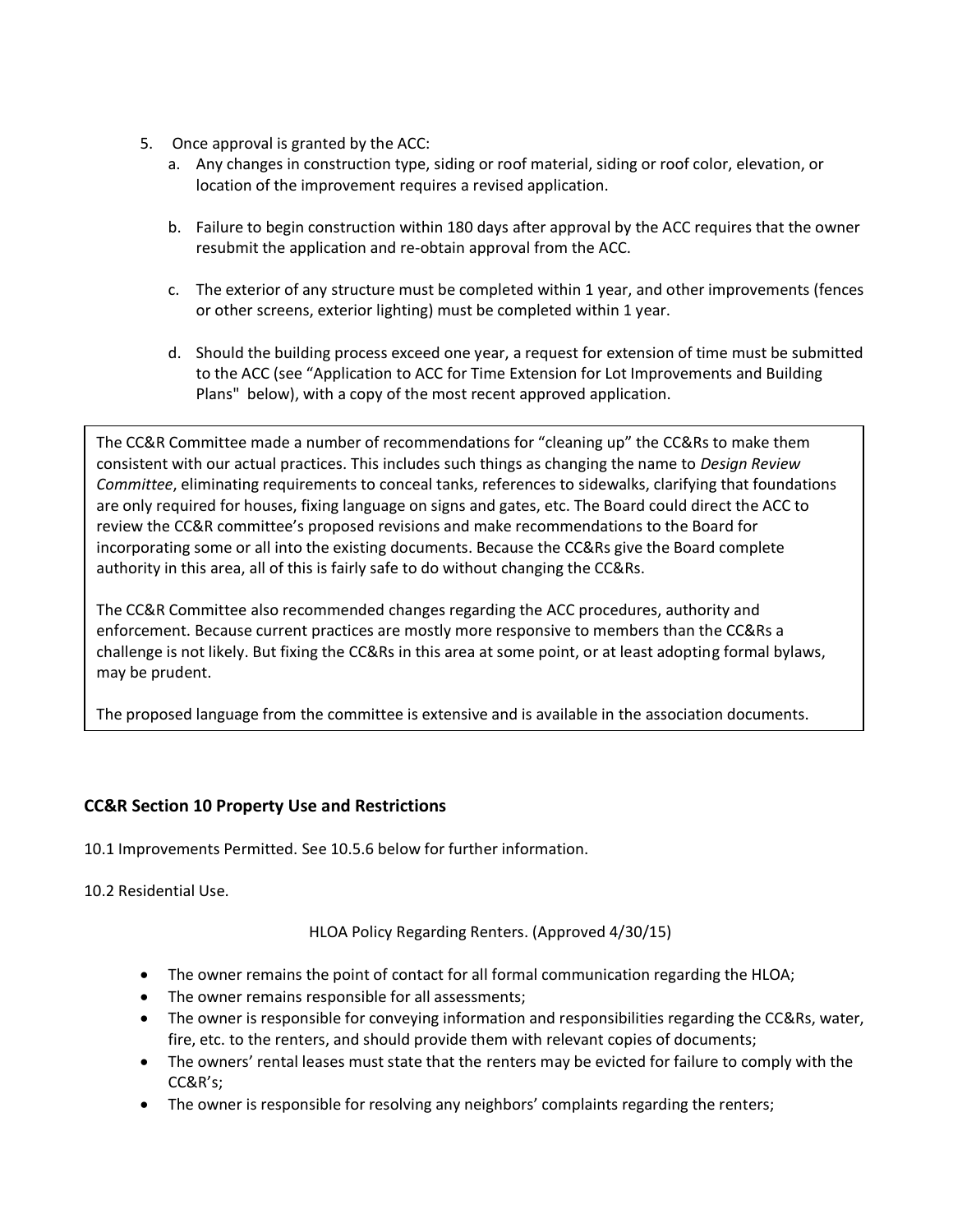5. Once approval is granted by the ACC:
    a. Any changes in construction type, siding or roof material, siding or roof color, elevation, or location of the improvement requires a revised application.

    b. Failure to begin construction within 180 days after approval by the ACC requires that the owner resubmit the application and re-obtain approval from the ACC.

    c. The exterior of any structure must be completed within 1 year, and other improvements (fences or other screens, exterior lighting) must be completed within 1 year.

    d. Should the building process exceed one year, a request for extension of time must be submitted to the ACC (see "Application to ACC for Time Extension for Lot Improvements and Building Plans" below), with a copy of the most recent approved application.

> The CC&R Committee made a number of recommendations for "cleaning up" the CC&Rs to make them consistent with our actual practices. This includes such things as changing the name to *Design Review Committee*, eliminating requirements to conceal tanks, references to sidewalks, clarifying that foundations are only required for houses, fixing language on signs and gates, etc. The Board could direct the ACC to review the CC&R committee's proposed revisions and make recommendations to the Board for incorporating some or all into the existing documents. Because the CC&Rs give the Board complete authority in this area, all of this is fairly safe to do without changing the CC&Rs.
>
> The CC&R Committee also recommended changes regarding the ACC procedures, authority and enforcement. Because current practices are mostly more responsive to members than the CC&Rs a challenge is not likely. But fixing the CC&Rs in this area at some point, or at least adopting formal bylaws, may be prudent.
>
> The proposed language from the committee is extensive and is available in the association documents.

### CC&R Section 10 Property Use and Restrictions

10.1 Improvements Permitted. See 10.5.6 below for further information.

10.2 Residential Use.

HLOA Policy Regarding Renters. (Approved 4/30/15)

- The owner remains the point of contact for all formal communication regarding the HLOA;
- The owner remains responsible for all assessments;
- The owner is responsible for conveying information and responsibilities regarding the CC&Rs, water, fire, etc. to the renters, and should provide them with relevant copies of documents;
- The owners' rental leases must state that the renters may be evicted for failure to comply with the CC&R's;
- The owner is responsible for resolving any neighbors' complaints regarding the renters;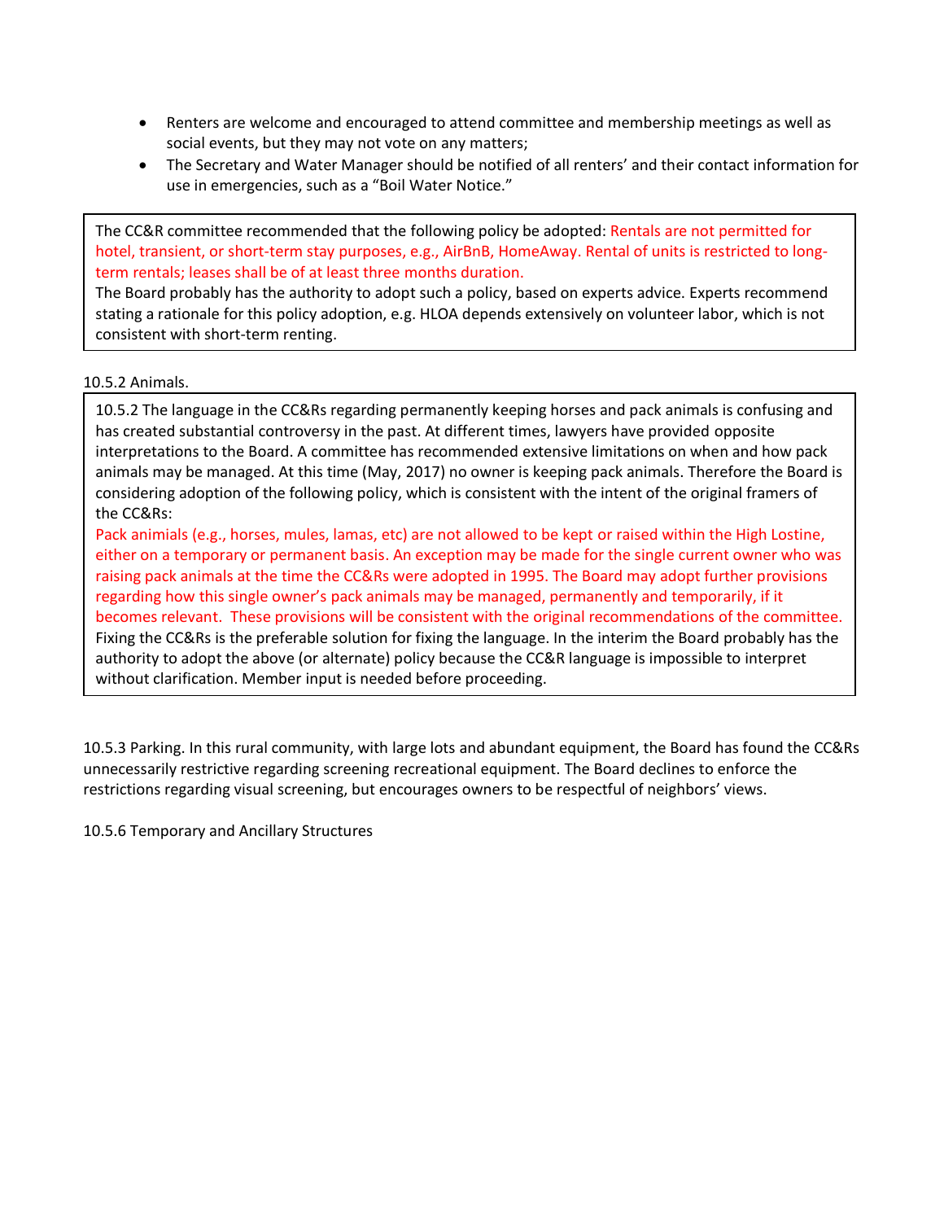- Renters are welcome and encouraged to attend committee and membership meetings as well as social events, but they may not vote on any matters;
- The Secretary and Water Manager should be notified of all renters' and their contact information for use in emergencies, such as a "Boil Water Notice."

> The CC&R committee recommended that the following policy be adopted: Rentals are not permitted for hotel, transient, or short-term stay purposes, e.g., AirBnB, HomeAway. Rental of units is restricted to long-term rentals; leases shall be of at least three months duration.
> The Board probably has the authority to adopt such a policy, based on experts advice. Experts recommend stating a rationale for this policy adoption, e.g. HLOA depends extensively on volunteer labor, which is not consistent with short-term renting.

10.5.2 Animals.

> 10.5.2 The language in the CC&Rs regarding permanently keeping horses and pack animals is confusing and has created substantial controversy in the past. At different times, lawyers have provided opposite interpretations to the Board. A committee has recommended extensive limitations on when and how pack animals may be managed. At this time (May, 2017) no owner is keeping pack animals. Therefore the Board is considering adoption of the following policy, which is consistent with the intent of the original framers of the CC&Rs:
> Pack animials (e.g., horses, mules, lamas, etc) are not allowed to be kept or raised within the High Lostine, either on a temporary or permanent basis. An exception may be made for the single current owner who was raising pack animals at the time the CC&Rs were adopted in 1995. The Board may adopt further provisions regarding how this single owner's pack animals may be managed, permanently and temporarily, if it becomes relevant. These provisions will be consistent with the original recommendations of the committee.
> Fixing the CC&Rs is the preferable solution for fixing the language. In the interim the Board probably has the authority to adopt the above (or alternate) policy because the CC&R language is impossible to interpret without clarification. Member input is needed before proceeding.

10.5.3 Parking. In this rural community, with large lots and abundant equipment, the Board has found the CC&Rs unnecessarily restrictive regarding screening recreational equipment. The Board declines to enforce the restrictions regarding visual screening, but encourages owners to be respectful of neighbors' views.

10.5.6 Temporary and Ancillary Structures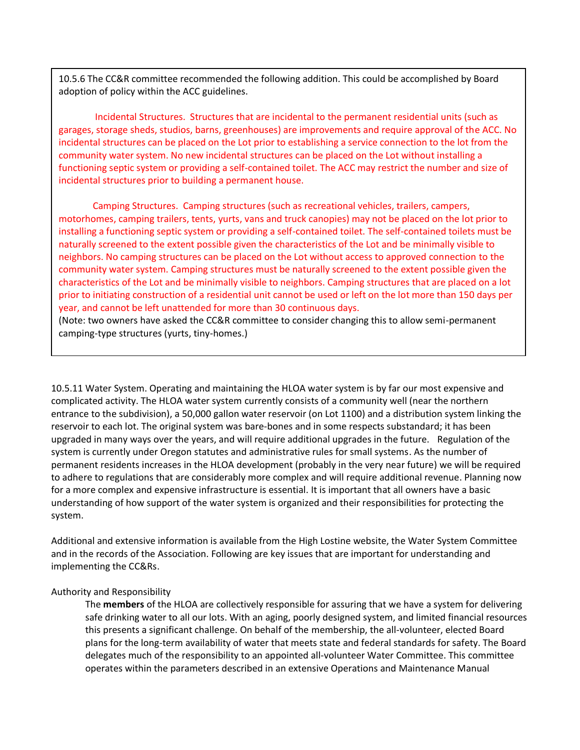10.5.6 The CC&R committee recommended the following addition. This could be accomplished by Board adoption of policy within the ACC guidelines.

Incidental Structures. Structures that are incidental to the permanent residential units (such as garages, storage sheds, studios, barns, greenhouses) are improvements and require approval of the ACC. No incidental structures can be placed on the Lot prior to establishing a service connection to the lot from the community water system. No new incidental structures can be placed on the Lot without installing a functioning septic system or providing a self-contained toilet. The ACC may restrict the number and size of incidental structures prior to building a permanent house.

Camping Structures. Camping structures (such as recreational vehicles, trailers, campers, motorhomes, camping trailers, tents, yurts, vans and truck canopies) may not be placed on the lot prior to installing a functioning septic system or providing a self-contained toilet. The self-contained toilets must be naturally screened to the extent possible given the characteristics of the Lot and be minimally visible to neighbors. No camping structures can be placed on the Lot without access to approved connection to the community water system. Camping structures must be naturally screened to the extent possible given the characteristics of the Lot and be minimally visible to neighbors. Camping structures that are placed on a lot prior to initiating construction of a residential unit cannot be used or left on the lot more than 150 days per year, and cannot be left unattended for more than 30 continuous days.

(Note: two owners have asked the CC&R committee to consider changing this to allow semi-permanent camping-type structures (yurts, tiny-homes.)

10.5.11 Water System. Operating and maintaining the HLOA water system is by far our most expensive and complicated activity. The HLOA water system currently consists of a community well (near the northern entrance to the subdivision), a 50,000 gallon water reservoir (on Lot 1100) and a distribution system linking the reservoir to each lot. The original system was bare-bones and in some respects substandard; it has been upgraded in many ways over the years, and will require additional upgrades in the future. Regulation of the system is currently under Oregon statutes and administrative rules for small systems. As the number of permanent residents increases in the HLOA development (probably in the very near future) we will be required to adhere to regulations that are considerably more complex and will require additional revenue. Planning now for a more complex and expensive infrastructure is essential. It is important that all owners have a basic understanding of how support of the water system is organized and their responsibilities for protecting the system.

Additional and extensive information is available from the High Lostine website, the Water System Committee and in the records of the Association. Following are key issues that are important for understanding and implementing the CC&Rs.

Authority and Responsibility

The **members** of the HLOA are collectively responsible for assuring that we have a system for delivering safe drinking water to all our lots. With an aging, poorly designed system, and limited financial resources this presents a significant challenge. On behalf of the membership, the all-volunteer, elected Board plans for the long-term availability of water that meets state and federal standards for safety. The Board delegates much of the responsibility to an appointed all-volunteer Water Committee. This committee operates within the parameters described in an extensive Operations and Maintenance Manual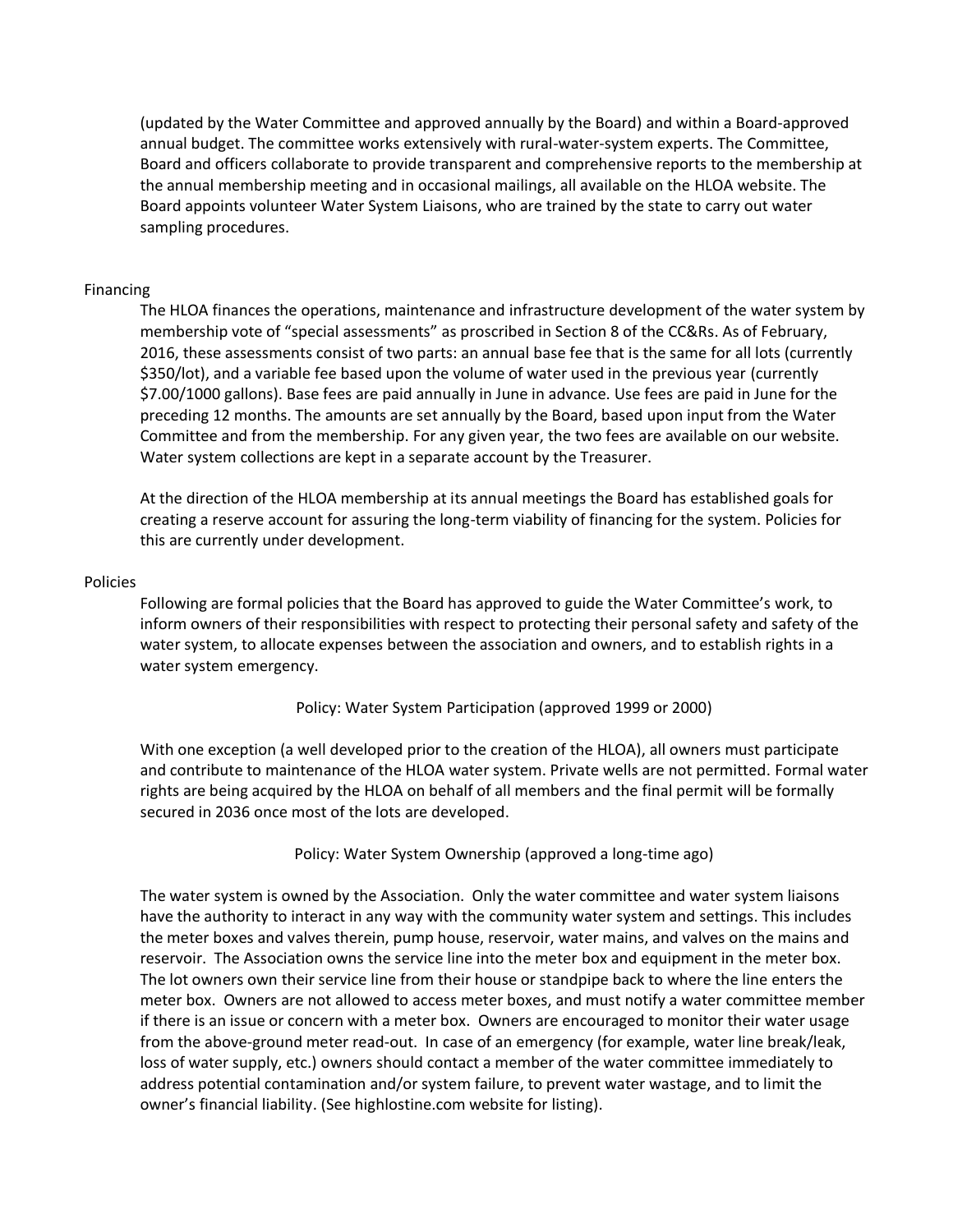(updated by the Water Committee and approved annually by the Board) and within a Board-approved annual budget. The committee works extensively with rural-water-system experts. The Committee, Board and officers collaborate to provide transparent and comprehensive reports to the membership at the annual membership meeting and in occasional mailings, all available on the HLOA website. The Board appoints volunteer Water System Liaisons, who are trained by the state to carry out water sampling procedures.

## Financing

The HLOA finances the operations, maintenance and infrastructure development of the water system by membership vote of "special assessments" as proscribed in Section 8 of the CC&Rs. As of February, 2016, these assessments consist of two parts: an annual base fee that is the same for all lots (currently $350/lot), and a variable fee based upon the volume of water used in the previous year (currently $7.00/1000 gallons). Base fees are paid annually in June in advance. Use fees are paid in June for the preceding 12 months. The amounts are set annually by the Board, based upon input from the Water Committee and from the membership. For any given year, the two fees are available on our website. Water system collections are kept in a separate account by the Treasurer.

At the direction of the HLOA membership at its annual meetings the Board has established goals for creating a reserve account for assuring the long-term viability of financing for the system. Policies for this are currently under development.

## Policies

Following are formal policies that the Board has approved to guide the Water Committee's work, to inform owners of their responsibilities with respect to protecting their personal safety and safety of the water system, to allocate expenses between the association and owners, and to establish rights in a water system emergency.

### Policy: Water System Participation (approved 1999 or 2000)

With one exception (a well developed prior to the creation of the HLOA), all owners must participate and contribute to maintenance of the HLOA water system. Private wells are not permitted. Formal water rights are being acquired by the HLOA on behalf of all members and the final permit will be formally secured in 2036 once most of the lots are developed.

### Policy: Water System Ownership (approved a long-time ago)

The water system is owned by the Association. Only the water committee and water system liaisons have the authority to interact in any way with the community water system and settings. This includes the meter boxes and valves therein, pump house, reservoir, water mains, and valves on the mains and reservoir. The Association owns the service line into the meter box and equipment in the meter box. The lot owners own their service line from their house or standpipe back to where the line enters the meter box. Owners are not allowed to access meter boxes, and must notify a water committee member if there is an issue or concern with a meter box. Owners are encouraged to monitor their water usage from the above-ground meter read-out. In case of an emergency (for example, water line break/leak, loss of water supply, etc.) owners should contact a member of the water committee immediately to address potential contamination and/or system failure, to prevent water wastage, and to limit the owner's financial liability. (See highlostine.com website for listing).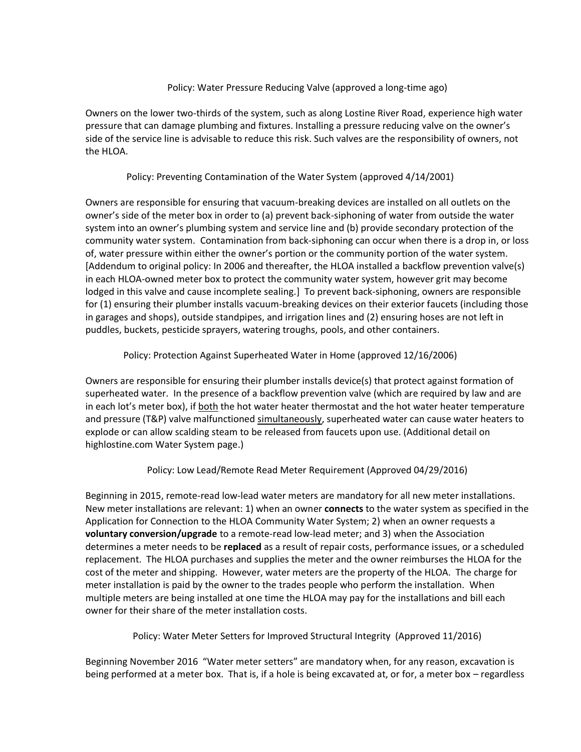## Policy: Water Pressure Reducing Valve (approved a long-time ago)

Owners on the lower two-thirds of the system, such as along Lostine River Road, experience high water pressure that can damage plumbing and fixtures. Installing a pressure reducing valve on the owner's side of the service line is advisable to reduce this risk. Such valves are the responsibility of owners, not the HLOA.

## Policy: Preventing Contamination of the Water System (approved 4/14/2001)

Owners are responsible for ensuring that vacuum-breaking devices are installed on all outlets on the owner's side of the meter box in order to (a) prevent back-siphoning of water from outside the water system into an owner's plumbing system and service line and (b) provide secondary protection of the community water system. Contamination from back-siphoning can occur when there is a drop in, or loss of, water pressure within either the owner's portion or the community portion of the water system. [Addendum to original policy: In 2006 and thereafter, the HLOA installed a backflow prevention valve(s) in each HLOA-owned meter box to protect the community water system, however grit may become lodged in this valve and cause incomplete sealing.] To prevent back-siphoning, owners are responsible for (1) ensuring their plumber installs vacuum-breaking devices on their exterior faucets (including those in garages and shops), outside standpipes, and irrigation lines and (2) ensuring hoses are not left in puddles, buckets, pesticide sprayers, watering troughs, pools, and other containers.

## Policy: Protection Against Superheated Water in Home (approved 12/16/2006)

Owners are responsible for ensuring their plumber installs device(s) that protect against formation of superheated water. In the presence of a backflow prevention valve (which are required by law and are in each lot's meter box), if <u>both</u> the hot water heater thermostat and the hot water heater temperature and pressure (T&P) valve malfunctioned <u>simultaneously</u>, superheated water can cause water heaters to explode or can allow scalding steam to be released from faucets upon use. (Additional detail on highlostine.com Water System page.)

## Policy: Low Lead/Remote Read Meter Requirement (Approved 04/29/2016)

Beginning in 2015, remote-read low-lead water meters are mandatory for all new meter installations. New meter installations are relevant: 1) when an owner **connects** to the water system as specified in the Application for Connection to the HLOA Community Water System; 2) when an owner requests a **voluntary conversion/upgrade** to a remote-read low-lead meter; and 3) when the Association determines a meter needs to be **replaced** as a result of repair costs, performance issues, or a scheduled replacement. The HLOA purchases and supplies the meter and the owner reimburses the HLOA for the cost of the meter and shipping. However, water meters are the property of the HLOA. The charge for meter installation is paid by the owner to the trades people who perform the installation. When multiple meters are being installed at one time the HLOA may pay for the installations and bill each owner for their share of the meter installation costs.

## Policy: Water Meter Setters for Improved Structural Integrity (Approved 11/2016)

Beginning November 2016 "Water meter setters" are mandatory when, for any reason, excavation is being performed at a meter box. That is, if a hole is being excavated at, or for, a meter box – regardless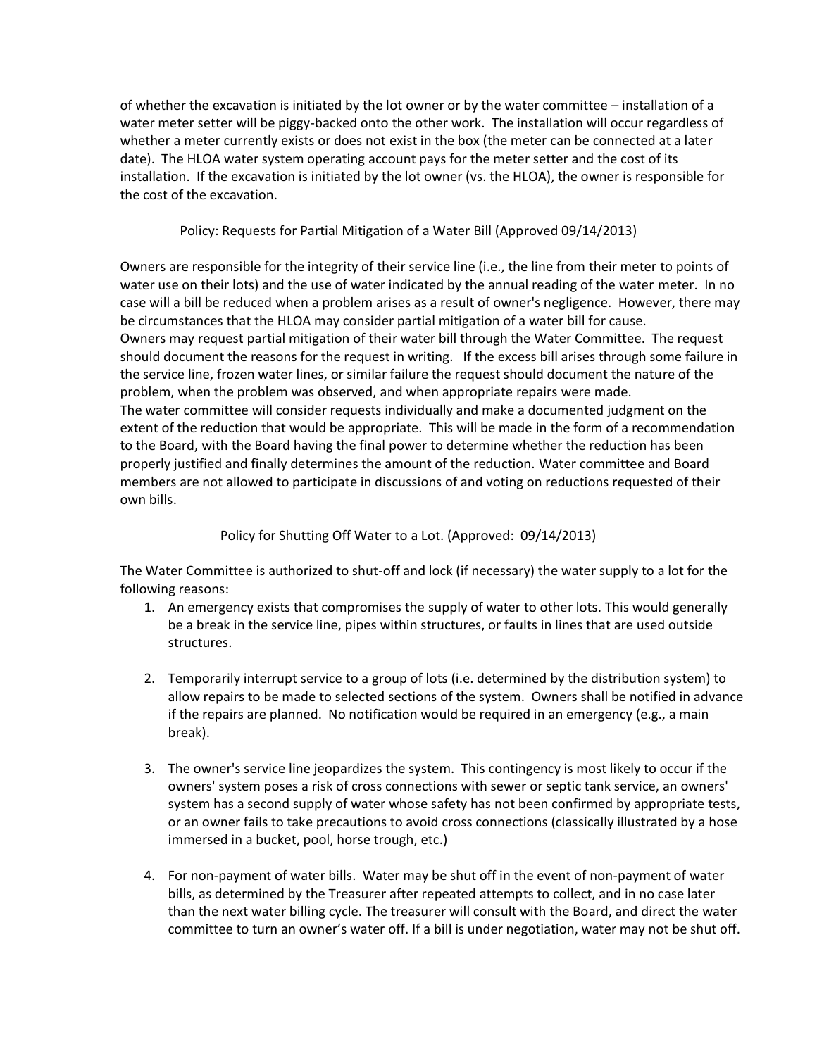of whether the excavation is initiated by the lot owner or by the water committee – installation of a water meter setter will be piggy-backed onto the other work. The installation will occur regardless of whether a meter currently exists or does not exist in the box (the meter can be connected at a later date). The HLOA water system operating account pays for the meter setter and the cost of its installation. If the excavation is initiated by the lot owner (vs. the HLOA), the owner is responsible for the cost of the excavation.

### Policy: Requests for Partial Mitigation of a Water Bill (Approved 09/14/2013)

Owners are responsible for the integrity of their service line (i.e., the line from their meter to points of water use on their lots) and the use of water indicated by the annual reading of the water meter. In no case will a bill be reduced when a problem arises as a result of owner's negligence. However, there may be circumstances that the HLOA may consider partial mitigation of a water bill for cause.

Owners may request partial mitigation of their water bill through the Water Committee. The request should document the reasons for the request in writing. If the excess bill arises through some failure in the service line, frozen water lines, or similar failure the request should document the nature of the problem, when the problem was observed, and when appropriate repairs were made.

The water committee will consider requests individually and make a documented judgment on the extent of the reduction that would be appropriate. This will be made in the form of a recommendation to the Board, with the Board having the final power to determine whether the reduction has been properly justified and finally determines the amount of the reduction. Water committee and Board members are not allowed to participate in discussions of and voting on reductions requested of their own bills.

### Policy for Shutting Off Water to a Lot. (Approved: 09/14/2013)

The Water Committee is authorized to shut-off and lock (if necessary) the water supply to a lot for the following reasons:

1. An emergency exists that compromises the supply of water to other lots. This would generally be a break in the service line, pipes within structures, or faults in lines that are used outside structures.

2. Temporarily interrupt service to a group of lots (i.e. determined by the distribution system) to allow repairs to be made to selected sections of the system. Owners shall be notified in advance if the repairs are planned. No notification would be required in an emergency (e.g., a main break).

3. The owner's service line jeopardizes the system. This contingency is most likely to occur if the owners' system poses a risk of cross connections with sewer or septic tank service, an owners' system has a second supply of water whose safety has not been confirmed by appropriate tests, or an owner fails to take precautions to avoid cross connections (classically illustrated by a hose immersed in a bucket, pool, horse trough, etc.)

4. For non-payment of water bills. Water may be shut off in the event of non-payment of water bills, as determined by the Treasurer after repeated attempts to collect, and in no case later than the next water billing cycle. The treasurer will consult with the Board, and direct the water committee to turn an owner's water off. If a bill is under negotiation, water may not be shut off.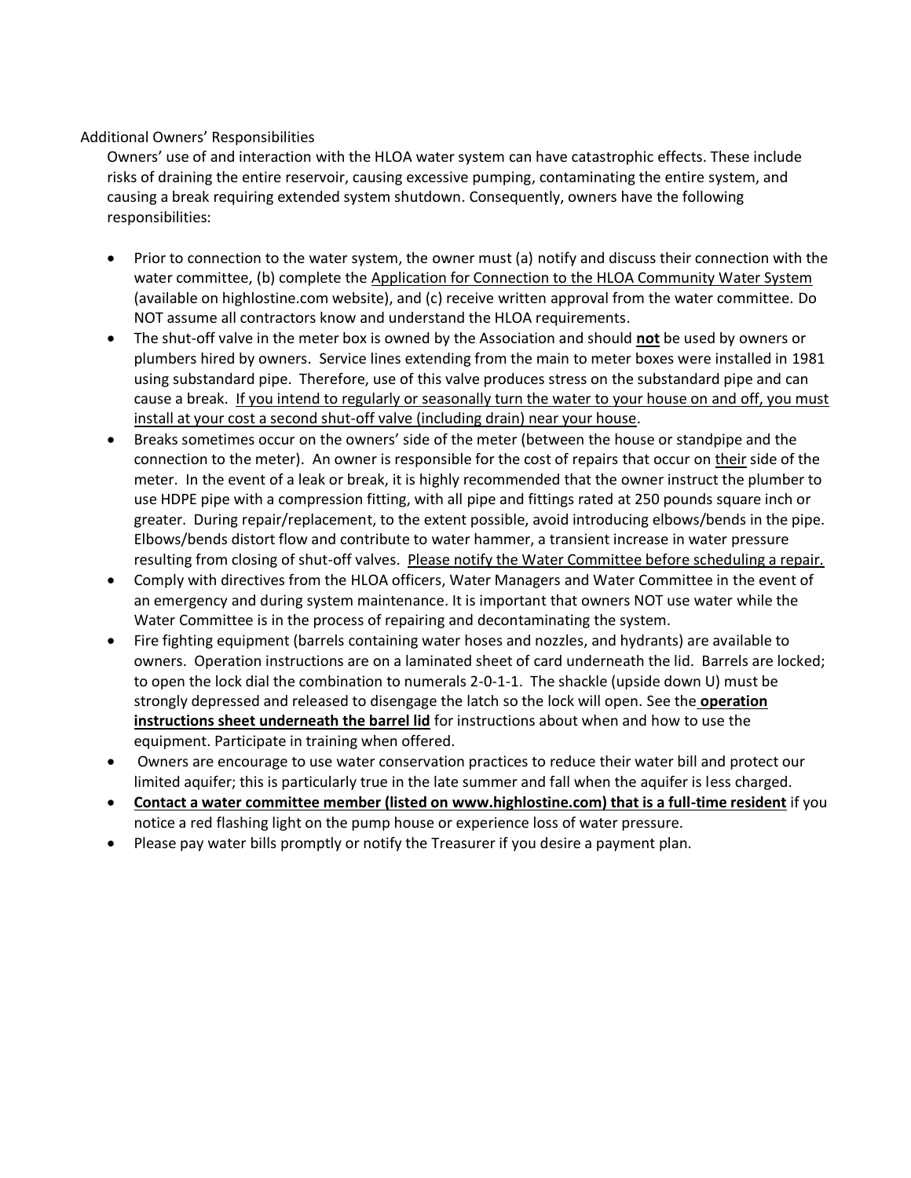Additional Owners' Responsibilities

Owners' use of and interaction with the HLOA water system can have catastrophic effects. These include risks of draining the entire reservoir, causing excessive pumping, contaminating the entire system, and causing a break requiring extended system shutdown. Consequently, owners have the following responsibilities:

- Prior to connection to the water system, the owner must (a) notify and discuss their connection with the water committee, (b) complete the <u>Application for Connection to the HLOA Community Water System</u> (available on highlostine.com website), and (c) receive written approval from the water committee. Do NOT assume all contractors know and understand the HLOA requirements.
- The shut-off valve in the meter box is owned by the Association and should **<u>not</u>** be used by owners or plumbers hired by owners. Service lines extending from the main to meter boxes were installed in 1981 using substandard pipe. Therefore, use of this valve produces stress on the substandard pipe and can cause a break. <u>If you intend to regularly or seasonally turn the water to your house on and off, you must install at your cost a second shut-off valve (including drain) near your house</u>.
- Breaks sometimes occur on the owners' side of the meter (between the house or standpipe and the connection to the meter). An owner is responsible for the cost of repairs that occur on <u>their</u> side of the meter. In the event of a leak or break, it is highly recommended that the owner instruct the plumber to use HDPE pipe with a compression fitting, with all pipe and fittings rated at 250 pounds square inch or greater. During repair/replacement, to the extent possible, avoid introducing elbows/bends in the pipe. Elbows/bends distort flow and contribute to water hammer, a transient increase in water pressure resulting from closing of shut-off valves. <u>Please notify the Water Committee before scheduling a repair.</u>
- Comply with directives from the HLOA officers, Water Managers and Water Committee in the event of an emergency and during system maintenance. It is important that owners NOT use water while the Water Committee is in the process of repairing and decontaminating the system.
- Fire fighting equipment (barrels containing water hoses and nozzles, and hydrants) are available to owners. Operation instructions are on a laminated sheet of card underneath the lid. Barrels are locked; to open the lock dial the combination to numerals 2-0-1-1. The shackle (upside down U) must be strongly depressed and released to disengage the latch so the lock will open. See the **<u>operation instructions sheet underneath the barrel lid</u>** for instructions about when and how to use the equipment. Participate in training when offered.
- Owners are encourage to use water conservation practices to reduce their water bill and protect our limited aquifer; this is particularly true in the late summer and fall when the aquifer is less charged.
- **<u>Contact a water committee member (listed on www.highlostine.com) that is a full-time resident</u>** if you notice a red flashing light on the pump house or experience loss of water pressure.
- Please pay water bills promptly or notify the Treasurer if you desire a payment plan.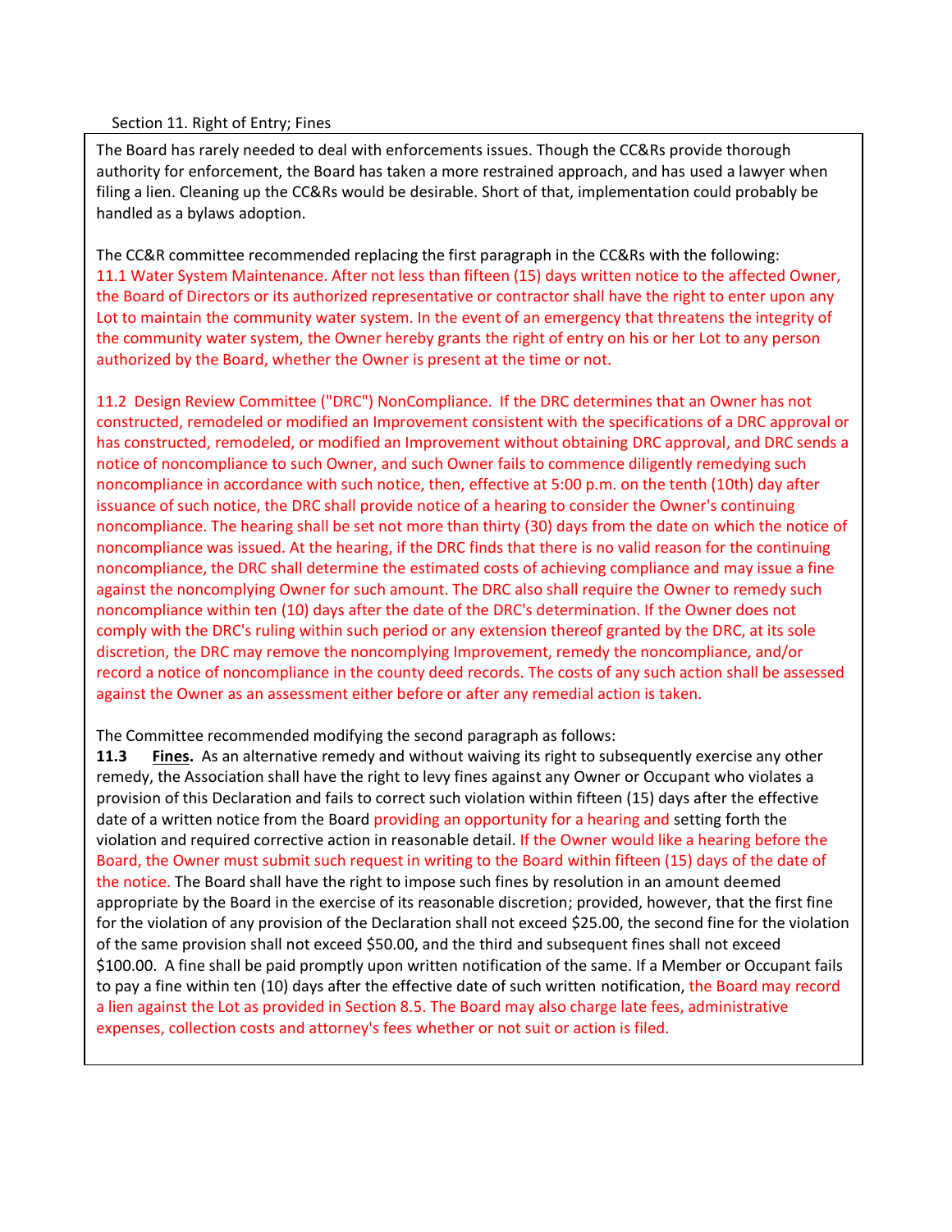Section 11. Right of Entry; Fines

The Board has rarely needed to deal with enforcements issues. Though the CC&Rs provide thorough authority for enforcement, the Board has taken a more restrained approach, and has used a lawyer when filing a lien. Cleaning up the CC&Rs would be desirable. Short of that, implementation could probably be handled as a bylaws adoption.

The CC&R committee recommended replacing the first paragraph in the CC&Rs with the following:

11.1 Water System Maintenance. After not less than fifteen (15) days written notice to the affected Owner, the Board of Directors or its authorized representative or contractor shall have the right to enter upon any Lot to maintain the community water system. In the event of an emergency that threatens the integrity of the community water system, the Owner hereby grants the right of entry on his or her Lot to any person authorized by the Board, whether the Owner is present at the time or not.

11.2 Design Review Committee ("DRC") NonCompliance. If the DRC determines that an Owner has not constructed, remodeled or modified an Improvement consistent with the specifications of a DRC approval or has constructed, remodeled, or modified an Improvement without obtaining DRC approval, and DRC sends a notice of noncompliance to such Owner, and such Owner fails to commence diligently remedying such noncompliance in accordance with such notice, then, effective at 5:00 p.m. on the tenth (10th) day after issuance of such notice, the DRC shall provide notice of a hearing to consider the Owner's continuing noncompliance. The hearing shall be set not more than thirty (30) days from the date on which the notice of noncompliance was issued. At the hearing, if the DRC finds that there is no valid reason for the continuing noncompliance, the DRC shall determine the estimated costs of achieving compliance and may issue a fine against the noncomplying Owner for such amount. The DRC also shall require the Owner to remedy such noncompliance within ten (10) days after the date of the DRC's determination. If the Owner does not comply with the DRC's ruling within such period or any extension thereof granted by the DRC, at its sole discretion, the DRC may remove the noncomplying Improvement, remedy the noncompliance, and/or record a notice of noncompliance in the county deed records. The costs of any such action shall be assessed against the Owner as an assessment either before or after any remedial action is taken.

The Committee recommended modifying the second paragraph as follows:

**11.3** **Fines.** As an alternative remedy and without waiving its right to subsequently exercise any other remedy, the Association shall have the right to levy fines against any Owner or Occupant who violates a provision of this Declaration and fails to correct such violation within fifteen (15) days after the effective date of a written notice from the Board providing an opportunity for a hearing and setting forth the violation and required corrective action in reasonable detail. If the Owner would like a hearing before the Board, the Owner must submit such request in writing to the Board within fifteen (15) days of the date of the notice. The Board shall have the right to impose such fines by resolution in an amount deemed appropriate by the Board in the exercise of its reasonable discretion; provided, however, that the first fine for the violation of any provision of the Declaration shall not exceed $25.00, the second fine for the violation of the same provision shall not exceed $50.00, and the third and subsequent fines shall not exceed $100.00. A fine shall be paid promptly upon written notification of the same. If a Member or Occupant fails to pay a fine within ten (10) days after the effective date of such written notification, the Board may record a lien against the Lot as provided in Section 8.5. The Board may also charge late fees, administrative expenses, collection costs and attorney's fees whether or not suit or action is filed.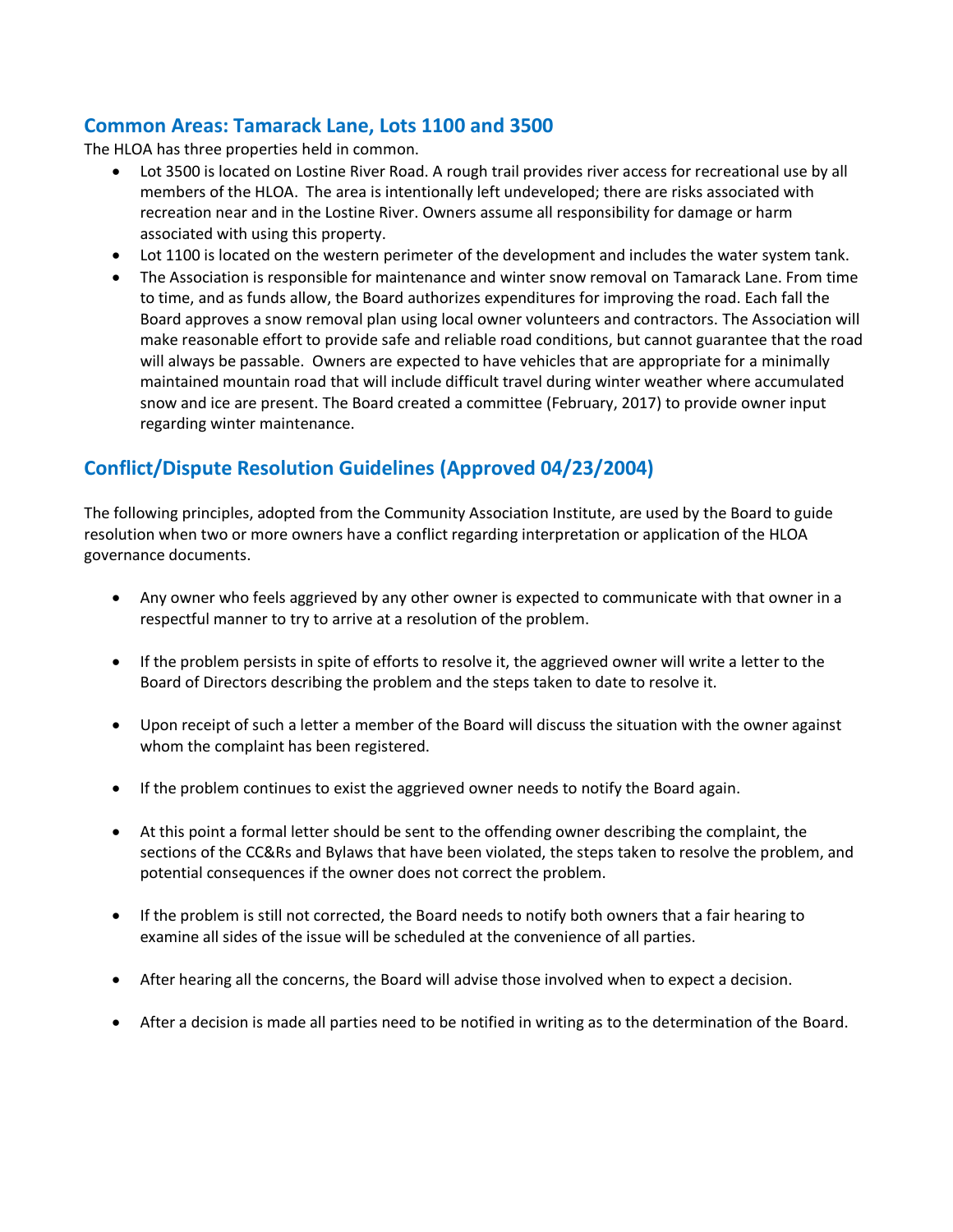## Common Areas: Tamarack Lane, Lots 1100 and 3500

The HLOA has three properties held in common.

- Lot 3500 is located on Lostine River Road. A rough trail provides river access for recreational use by all members of the HLOA. The area is intentionally left undeveloped; there are risks associated with recreation near and in the Lostine River. Owners assume all responsibility for damage or harm associated with using this property.
- Lot 1100 is located on the western perimeter of the development and includes the water system tank.
- The Association is responsible for maintenance and winter snow removal on Tamarack Lane. From time to time, and as funds allow, the Board authorizes expenditures for improving the road. Each fall the Board approves a snow removal plan using local owner volunteers and contractors. The Association will make reasonable effort to provide safe and reliable road conditions, but cannot guarantee that the road will always be passable. Owners are expected to have vehicles that are appropriate for a minimally maintained mountain road that will include difficult travel during winter weather where accumulated snow and ice are present. The Board created a committee (February, 2017) to provide owner input regarding winter maintenance.

## Conflict/Dispute Resolution Guidelines (Approved 04/23/2004)

The following principles, adopted from the Community Association Institute, are used by the Board to guide resolution when two or more owners have a conflict regarding interpretation or application of the HLOA governance documents.

- Any owner who feels aggrieved by any other owner is expected to communicate with that owner in a respectful manner to try to arrive at a resolution of the problem.
- If the problem persists in spite of efforts to resolve it, the aggrieved owner will write a letter to the Board of Directors describing the problem and the steps taken to date to resolve it.
- Upon receipt of such a letter a member of the Board will discuss the situation with the owner against whom the complaint has been registered.
- If the problem continues to exist the aggrieved owner needs to notify the Board again.
- At this point a formal letter should be sent to the offending owner describing the complaint, the sections of the CC&Rs and Bylaws that have been violated, the steps taken to resolve the problem, and potential consequences if the owner does not correct the problem.
- If the problem is still not corrected, the Board needs to notify both owners that a fair hearing to examine all sides of the issue will be scheduled at the convenience of all parties.
- After hearing all the concerns, the Board will advise those involved when to expect a decision.
- After a decision is made all parties need to be notified in writing as to the determination of the Board.